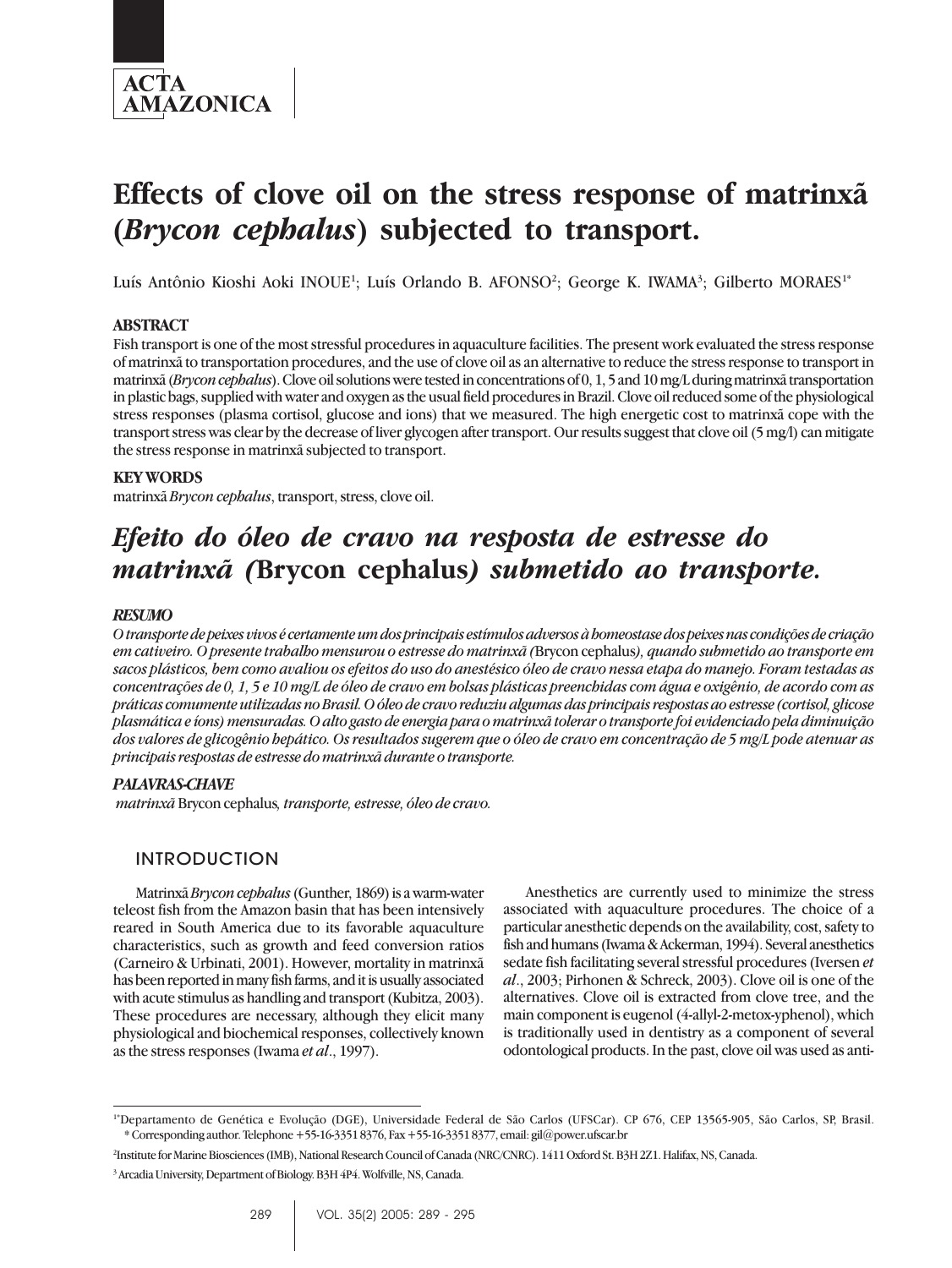ACTA AMAZONICA

# Effects of clove oil on the stress response of matrinxã (*Brycon cephalus*) subjected to transport.

Luís Antônio Kioshi Aoki INOUE[1]; Luís Orlando B. AFONSO[2]; George K. IWAMA[3]; Gilberto MORAES[1*]

### ABSTRACT

Fish transport is one of the most stressful procedures in aquaculture facilities. The present work evaluated the stress response of matrinxã to transportation procedures, and the use of clove oil as an alternative to reduce the stress response to transport in matrinxã (*Brycon cephalus*). Clove oil solutions were tested in concentrations of 0, 1, 5 and 10 mg/L during matrinxã transportation in plastic bags, supplied with water and oxygen as the usual field procedures in Brazil. Clove oil reduced some of the physiological stress responses (plasma cortisol, glucose and ions) that we measured. The high energetic cost to matrinxã cope with the transport stress was clear by the decrease of liver glycogen after transport. Our results suggest that clove oil (5 mg/l) can mitigate the stress response in matrinxã subjected to transport.

### KEY WORDS

matrinxã *Brycon cephalus*, transport, stress, clove oil.

# *Efeito do óleo de cravo na resposta de estresse do matrinxã (*Brycon cephalus*) submetido ao transporte.*

### *RESUMO*

*O transporte de peixes vivos é certamente um dos principais estímulos adversos à homeostase dos peixes nas condições de criação em cativeiro. O presente trabalho mensurou o estresse do matrinxã (*Brycon cephalus*), quando submetido ao transporte em sacos plásticos, bem como avaliou os efeitos do uso do anestésico óleo de cravo nessa etapa do manejo. Foram testadas as concentrações de 0, 1, 5 e 10 mg/L de óleo de cravo em bolsas plásticas preenchidas com água e oxigênio, de acordo com as práticas comumente utilizadas no Brasil. O óleo de cravo reduziu algumas das principais respostas ao estresse (cortisol, glicose plasmática e íons) mensuradas. O alto gasto de energia para o matrinxã tolerar o transporte foi evidenciado pela diminuição dos valores de glicogênio hepático. Os resultados sugerem que o óleo de cravo em concentração de 5 mg/L pode atenuar as principais respostas de estresse do matrinxã durante o transporte.*

### *PALAVRAS-CHAVE*

*matrinxã* Brycon cephalus*, transporte, estresse, óleo de cravo.*

## INTRODUCTION

Matrinxã *Brycon cephalus* (Gunther, 1869) is a warm-water teleost fish from the Amazon basin that has been intensively reared in South America due to its favorable aquaculture characteristics, such as growth and feed conversion ratios (Carneiro & Urbinati, 2001). However, mortality in matrinxã has been reported in many fish farms, and it is usually associated with acute stimulus as handling and transport (Kubitza, 2003). These procedures are necessary, although they elicit many physiological and biochemical responses, collectively known as the stress responses (Iwama *et al*., 1997).

Anesthetics are currently used to minimize the stress associated with aquaculture procedures. The choice of a particular anesthetic depends on the availability, cost, safety to fish and humans (Iwama & Ackerman, 1994). Several anesthetics sedate fish facilitating several stressful procedures (Iversen *et al*., 2003; Pirhonen & Schreck, 2003). Clove oil is one of the alternatives. Clove oil is extracted from clove tree, and the main component is eugenol (4-allyl-2-metox-yphenol), which is traditionally used in dentistry as a component of several odontological products. In the past, clove oil was used as anti-

---

[1*] Departamento de Genética e Evolução (DGE), Universidade Federal de São Carlos (UFSCar). CP 676, CEP 13565-905, São Carlos, SP, Brasil. * Corresponding author. Telephone +55-16-3351 8376, Fax +55-16-3351 8377, email: gil@power.ufscar.br

[2] Institute for Marine Biosciences (IMB), National Research Council of Canada (NRC/CNRC). 1411 Oxford St. B3H 2Z1. Halifax, NS, Canada.

[3] Arcadia University, Department of Biology. B3H 4P4. Wolfville, NS, Canada.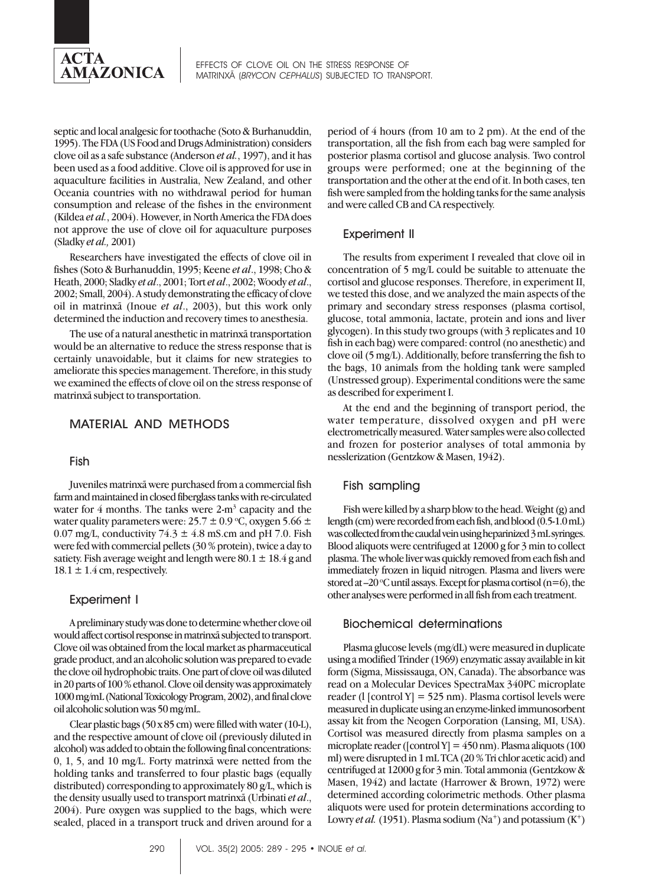septic and local analgesic for toothache (Soto & Burhanuddin, 1995). The FDA (US Food and Drugs Administration) considers clove oil as a safe substance (Anderson *et al.*, 1997), and it has been used as a food additive. Clove oil is approved for use in aquaculture facilities in Australia, New Zealand, and other Oceania countries with no withdrawal period for human consumption and release of the fishes in the environment (Kildea *et al.*, 2004). However, in North America the FDA does not approve the use of clove oil for aquaculture purposes (Sladky *et al.,* 2001)

Researchers have investigated the effects of clove oil in fishes (Soto & Burhanuddin, 1995; Keene *et al*., 1998; Cho & Heath, 2000; Sladky *et al*., 2001; Tort *et al*., 2002; Woody *et al*., 2002; Small, 2004). A study demonstrating the efficacy of clove oil in matrinxã (Inoue *et al*., 2003), but this work only determined the induction and recovery times to anesthesia.

The use of a natural anesthetic in matrinxã transportation would be an alternative to reduce the stress response that is certainly unavoidable, but it claims for new strategies to ameliorate this species management. Therefore, in this study we examined the effects of clove oil on the stress response of matrinxã subject to transportation.

## MATERIAL AND METHODS

### Fish

Juveniles matrinxã were purchased from a commercial fish farm and maintained in closed fiberglass tanks with re-circulated water for 4 months. The tanks were 2-m$^3$ capacity and the water quality parameters were: 25.7 ± 0.9 °C, oxygen 5.66 ± 0.07 mg/L, conductivity 74.3 ± 4.8 mS.cm and pH 7.0. Fish were fed with commercial pellets (30 % protein), twice a day to satiety. Fish average weight and length were 80.1 ± 18.4 g and 18.1 ± 1.4 cm, respectively.

### Experiment I

A preliminary study was done to determine whether clove oil would affect cortisol response in matrinxã subjected to transport. Clove oil was obtained from the local market as pharmaceutical grade product, and an alcoholic solution was prepared to evade the clove oil hydrophobic traits. One part of clove oil was diluted in 20 parts of 100 % ethanol. Clove oil density was approximately 1000 mg/mL (National Toxicology Program, 2002), and final clove oil alcoholic solution was 50 mg/mL.

Clear plastic bags (50 x 85 cm) were filled with water (10-L), and the respective amount of clove oil (previously diluted in alcohol) was added to obtain the following final concentrations: 0, 1, 5, and 10 mg/L. Forty matrinxã were netted from the holding tanks and transferred to four plastic bags (equally distributed) corresponding to approximately 80 g/L, which is the density usually used to transport matrinxã (Urbinati *et al*., 2004). Pure oxygen was supplied to the bags, which were sealed, placed in a transport truck and driven around for a period of 4 hours (from 10 am to 2 pm). At the end of the transportation, all the fish from each bag were sampled for posterior plasma cortisol and glucose analysis. Two control groups were performed; one at the beginning of the transportation and the other at the end of it. In both cases, ten fish were sampled from the holding tanks for the same analysis and were called CB and CA respectively.

### Experiment II

The results from experiment I revealed that clove oil in concentration of 5 mg/L could be suitable to attenuate the cortisol and glucose responses. Therefore, in experiment II, we tested this dose, and we analyzed the main aspects of the primary and secondary stress responses (plasma cortisol, glucose, total ammonia, lactate, protein and ions and liver glycogen). In this study two groups (with 3 replicates and 10 fish in each bag) were compared: control (no anesthetic) and clove oil (5 mg/L). Additionally, before transferring the fish to the bags, 10 animals from the holding tank were sampled (Unstressed group). Experimental conditions were the same as described for experiment I.

At the end and the beginning of transport period, the water temperature, dissolved oxygen and pH were electrometrically measured. Water samples were also collected and frozen for posterior analyses of total ammonia by nesslerization (Gentzkow & Masen, 1942).

### Fish sampling

Fish were killed by a sharp blow to the head. Weight (g) and length (cm) were recorded from each fish, and blood (0.5-1.0 mL) was collected from the caudal vein using heparinized 3 mL syringes. Blood aliquots were centrifuged at 12000 g for 3 min to collect plasma. The whole liver was quickly removed from each fish and immediately frozen in liquid nitrogen. Plasma and livers were stored at –20 °C until assays. Except for plasma cortisol (n=6), the other analyses were performed in all fish from each treatment.

### Biochemical determinations

Plasma glucose levels (mg/dL) were measured in duplicate using a modified Trinder (1969) enzymatic assay available in kit form (Sigma, Mississauga, ON, Canada). The absorbance was read on a Molecular Devices SpectraMax 340PC microplate reader (l [control Y] = 525 nm). Plasma cortisol levels were measured in duplicate using an enzyme-linked immunosorbent assay kit from the Neogen Corporation (Lansing, MI, USA). Cortisol was measured directly from plasma samples on a microplate reader ([control Y] = 450 nm). Plasma aliquots (100 ml) were disrupted in 1 mL TCA (20 % Tri chlor acetic acid) and centrifuged at 12000 g for 3 min. Total ammonia (Gentzkow & Masen, 1942) and lactate (Harrower & Brown, 1972) were determined according colorimetric methods. Other plasma aliquots were used for protein determinations according to Lowry *et al.* (1951). Plasma sodium ($Na^+$) and potassium ($K^+$)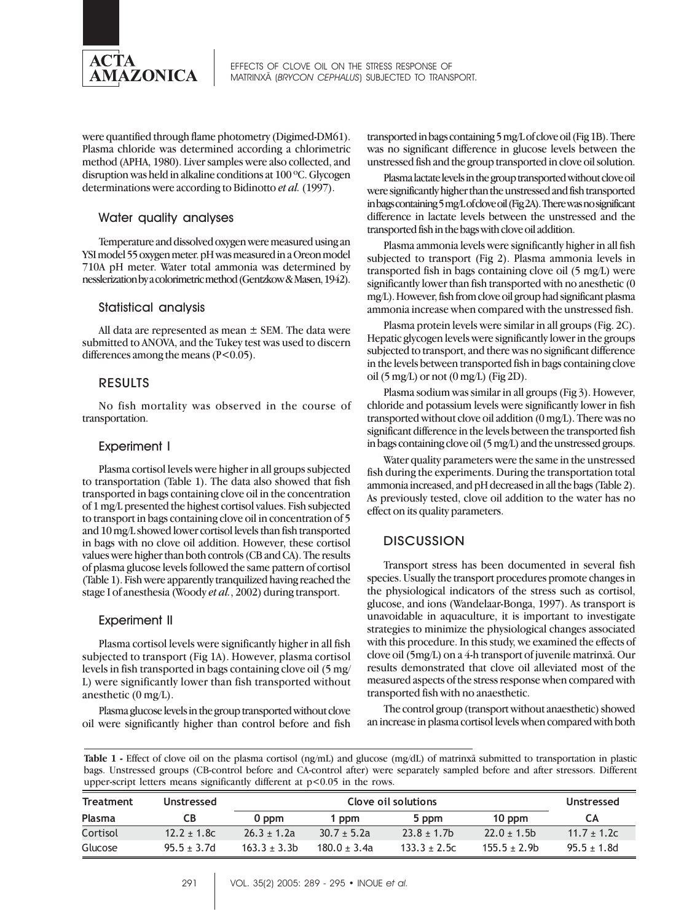were quantified through flame photometry (Digimed-DM61). Plasma chloride was determined according a chlorimetric method (APHA, 1980). Liver samples were also collected, and disruption was held in alkaline conditions at 100 ºC. Glycogen determinations were according to Bidinotto *et al.* (1997).

### Water quality analyses

Temperature and dissolved oxygen were measured using an YSI model 55 oxygen meter. pH was measured in a Oreon model 710A pH meter. Water total ammonia was determined by nesslerization by a colorimetric method (Gentzkow & Masen, 1942).

### Statistical analysis

All data are represented as mean ± SEM. The data were submitted to ANOVA, and the Tukey test was used to discern differences among the means ($P<0.05$).

## RESULTS

No fish mortality was observed in the course of transportation.

### Experiment I

Plasma cortisol levels were higher in all groups subjected to transportation (Table 1). The data also showed that fish transported in bags containing clove oil in the concentration of 1 mg/L presented the highest cortisol values. Fish subjected to transport in bags containing clove oil in concentration of 5 and 10 mg/L showed lower cortisol levels than fish transported in bags with no clove oil addition. However, these cortisol values were higher than both controls (CB and CA). The results of plasma glucose levels followed the same pattern of cortisol (Table 1). Fish were apparently tranquilized having reached the stage I of anesthesia (Woody *et al.*, 2002) during transport.

### Experiment II

Plasma cortisol levels were significantly higher in all fish subjected to transport (Fig 1A). However, plasma cortisol levels in fish transported in bags containing clove oil (5 mg/L) were significantly lower than fish transported without anesthetic (0 mg/L).

Plasma glucose levels in the group transported without clove oil were significantly higher than control before and fish transported in bags containing 5 mg/L of clove oil (Fig 1B). There was no significant difference in glucose levels between the unstressed fish and the group transported in clove oil solution.

Plasma lactate levels in the group transported without clove oil were significantly higher than the unstressed and fish transported in bags containing 5 mg/L of clove oil (Fig 2A). There was no significant difference in lactate levels between the unstressed and the transported fish in the bags with clove oil addition.

Plasma ammonia levels were significantly higher in all fish subjected to transport (Fig 2). Plasma ammonia levels in transported fish in bags containing clove oil (5 mg/L) were significantly lower than fish transported with no anesthetic (0 mg/L). However, fish from clove oil group had significant plasma ammonia increase when compared with the unstressed fish.

Plasma protein levels were similar in all groups (Fig. 2C). Hepatic glycogen levels were significantly lower in the groups subjected to transport, and there was no significant difference in the levels between transported fish in bags containing clove oil (5 mg/L) or not (0 mg/L) (Fig 2D).

Plasma sodium was similar in all groups (Fig 3). However, chloride and potassium levels were significantly lower in fish transported without clove oil addition (0 mg/L). There was no significant difference in the levels between the transported fish in bags containing clove oil (5 mg/L) and the unstressed groups.

Water quality parameters were the same in the unstressed fish during the experiments. During the transportation total ammonia increased, and pH decreased in all the bags (Table 2). As previously tested, clove oil addition to the water has no effect on its quality parameters.

## DISCUSSION

Transport stress has been documented in several fish species. Usually the transport procedures promote changes in the physiological indicators of the stress such as cortisol, glucose, and ions (Wandelaar-Bonga, 1997). As transport is unavoidable in aquaculture, it is important to investigate strategies to minimize the physiological changes associated with this procedure. In this study, we examined the effects of clove oil (5mg/L) on a 4-h transport of juvenile matrinxã. Our results demonstrated that clove oil alleviated most of the measured aspects of the stress response when compared with transported fish with no anaesthetic.

The control group (transport without anaesthetic) showed an increase in plasma cortisol levels when compared with both

**Table 1 -** Effect of clove oil on the plasma cortisol (ng/mL) and glucose (mg/dL) of matrinxã submitted to transportation in plastic bags. Unstressed groups (CB-control before and CA-control after) were separately sampled before and after stressors. Different upper-script letters means significantly different at $p<0.05$ in the rows.

| Treatment | Unstressed | Clove oil solutions | | | | Unstressed |
|---|---|---|---|---|---|---|
| Plasma | CB | 0 ppm | 1 ppm | 5 ppm | 10 ppm | CA |
| Cortisol | 12.2 ± 1.8c | 26.3 ± 1.2a | 30.7 ± 5.2a | 23.8 ± 1.7b | 22.0 ± 1.5b | 11.7 ± 1.2c |
| Glucose | 95.5 ± 3.7d | 163.3 ± 3.3b | 180.0 ± 3.4a | 133.3 ± 2.5c | 155.5 ± 2.9b | 95.5 ± 1.8d |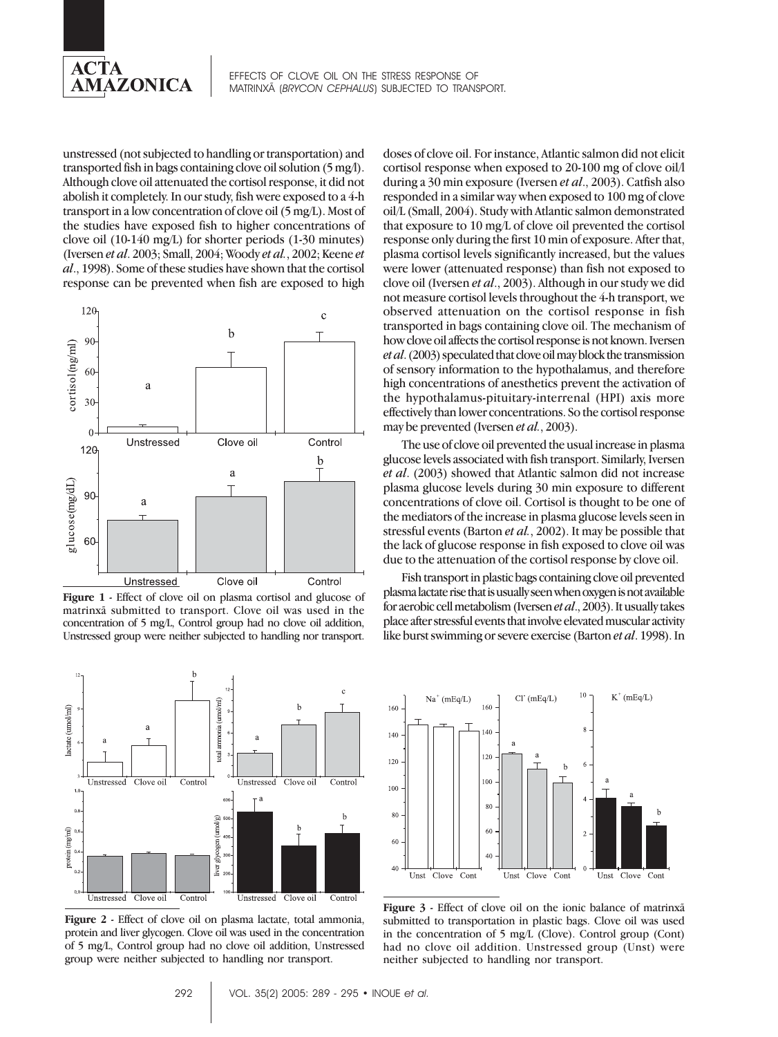unstressed (not subjected to handling or transportation) and transported fish in bags containing clove oil solution (5 mg/l). Although clove oil attenuated the cortisol response, it did not abolish it completely. In our study, fish were exposed to a 4-h transport in a low concentration of clove oil (5 mg/L). Most of the studies have exposed fish to higher concentrations of clove oil (10-140 mg/L) for shorter periods (1-30 minutes) (Iversen *et al*. 2003; Small, 2004; Woody *et al.*, 2002; Keene *et al*., 1998). Some of these studies have shown that the cortisol response can be prevented when fish are exposed to high doses of clove oil. For instance, Atlantic salmon did not elicit cortisol response when exposed to 20-100 mg of clove oil/l during a 30 min exposure (Iversen *et al*., 2003). Catfish also responded in a similar way when exposed to 100 mg of clove oil/L (Small, 2004). Study with Atlantic salmon demonstrated that exposure to 10 mg/L of clove oil prevented the cortisol response only during the first 10 min of exposure. After that, plasma cortisol levels significantly increased, but the values were lower (attenuated response) than fish not exposed to clove oil (Iversen *et al*., 2003). Although in our study we did not measure cortisol levels throughout the 4-h transport, we observed attenuation on the cortisol response in fish transported in bags containing clove oil. The mechanism of how clove oil affects the cortisol response is not known. Iversen *et al*. (2003) speculated that clove oil may block the transmission of sensory information to the hypothalamus, and therefore high concentrations of anesthetics prevent the activation of the hypothalamus-pituitary-interrenal (HPI) axis more effectively than lower concentrations. So the cortisol response may be prevented (Iversen *et al.*, 2003).

**Figure 1** - Effect of clove oil on plasma cortisol and glucose of matrinxã submitted to transport. Clove oil was used in the concentration of 5 mg/L, Control group had no clove oil addition, Unstressed group were neither subjected to handling nor transport.

The use of clove oil prevented the usual increase in plasma glucose levels associated with fish transport. Similarly, Iversen *et al*. (2003) showed that Atlantic salmon did not increase plasma glucose levels during 30 min exposure to different concentrations of clove oil. Cortisol is thought to be one of the mediators of the increase in plasma glucose levels seen in stressful events (Barton *et al.*, 2002). It may be possible that the lack of glucose response in fish exposed to clove oil was due to the attenuation of the cortisol response by clove oil.

Fish transport in plastic bags containing clove oil prevented plasma lactate rise that is usually seen when oxygen is not available for aerobic cell metabolism (Iversen *et al*., 2003). It usually takes place after stressful events that involve elevated muscular activity like burst swimming or severe exercise (Barton *et al*. 1998). In

**Figure 2** - Effect of clove oil on plasma lactate, total ammonia, protein and liver glycogen. Clove oil was used in the concentration of 5 mg/L, Control group had no clove oil addition, Unstressed group were neither subjected to handling nor transport.

**Figure 3** - Effect of clove oil on the ionic balance of matrinxã submitted to transportation in plastic bags. Clove oil was used in the concentration of 5 mg/L (Clove). Control group (Cont) had no clove oil addition. Unstressed group (Unst) were neither subjected to handling nor transport.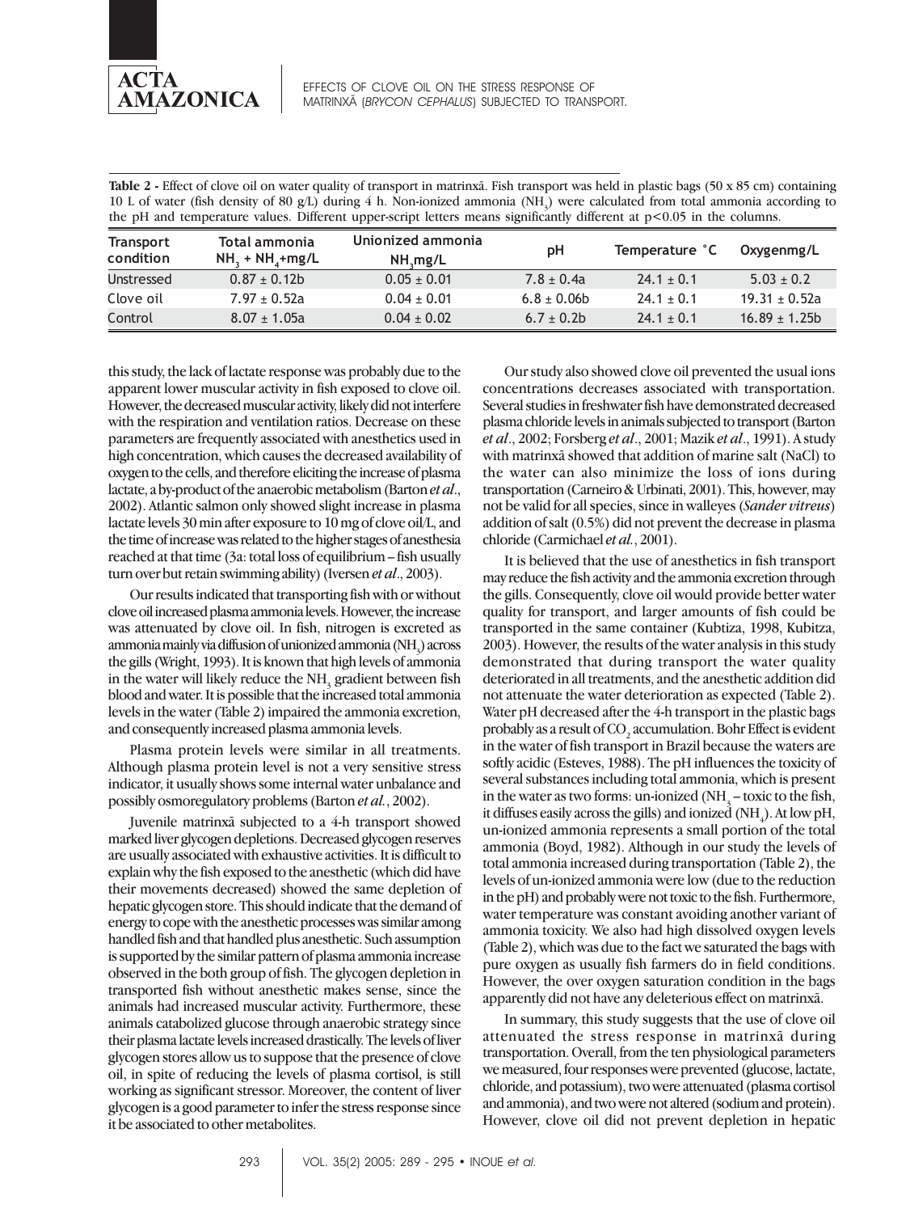**Table 2 -** Effect of clove oil on water quality of transport in matrinxã. Fish transport was held in plastic bags (50 x 85 cm) containing 10 L of water (fish density of 80 g/L) during 4 h. Non-ionized ammonia ($NH_3$) were calculated from total ammonia according to the pH and temperature values. Different upper-script letters means significantly different at $p<0.05$ in the columns.

| Transport condition | Total ammonia $NH_3 + NH_4$+mg/L | Unionized ammonia $NH_3$mg/L | pH | Temperature °C | Oxygenmg/L |
|---|---|---|---|---|---|
| Unstressed | 0.87 ± 0.12b | 0.05 ± 0.01 | 7.8 ± 0.4a | 24.1 ± 0.1 | 5.03 ± 0.2 |
| Clove oil | 7.97 ± 0.52a | 0.04 ± 0.01 | 6.8 ± 0.06b | 24.1 ± 0.1 | 19.31 ± 0.52a |
| Control | 8.07 ± 1.05a | 0.04 ± 0.02 | 6.7 ± 0.2b | 24.1 ± 0.1 | 16.89 ± 1.25b |

this study, the lack of lactate response was probably due to the apparent lower muscular activity in fish exposed to clove oil. However, the decreased muscular activity, likely did not interfere with the respiration and ventilation ratios. Decrease on these parameters are frequently associated with anesthetics used in high concentration, which causes the decreased availability of oxygen to the cells, and therefore eliciting the increase of plasma lactate, a by-product of the anaerobic metabolism (Barton *et al*., 2002). Atlantic salmon only showed slight increase in plasma lactate levels 30 min after exposure to 10 mg of clove oil/L, and the time of increase was related to the higher stages of anesthesia reached at that time (3a: total loss of equilibrium – fish usually turn over but retain swimming ability) (Iversen *et al*., 2003).

Our results indicated that transporting fish with or without clove oil increased plasma ammonia levels. However, the increase was attenuated by clove oil. In fish, nitrogen is excreted as ammonia mainly via diffusion of unionized ammonia ($NH_3$) across the gills (Wright, 1993). It is known that high levels of ammonia in the water will likely reduce the $NH_3$ gradient between fish blood and water. It is possible that the increased total ammonia levels in the water (Table 2) impaired the ammonia excretion, and consequently increased plasma ammonia levels.

Plasma protein levels were similar in all treatments. Although plasma protein level is not a very sensitive stress indicator, it usually shows some internal water unbalance and possibly osmoregulatory problems (Barton *et al.*, 2002).

Juvenile matrinxã subjected to a 4-h transport showed marked liver glycogen depletions. Decreased glycogen reserves are usually associated with exhaustive activities. It is difficult to explain why the fish exposed to the anesthetic (which did have their movements decreased) showed the same depletion of hepatic glycogen store. This should indicate that the demand of energy to cope with the anesthetic processes was similar among handled fish and that handled plus anesthetic. Such assumption is supported by the similar pattern of plasma ammonia increase observed in the both group of fish. The glycogen depletion in transported fish without anesthetic makes sense, since the animals had increased muscular activity. Furthermore, these animals catabolized glucose through anaerobic strategy since their plasma lactate levels increased drastically. The levels of liver glycogen stores allow us to suppose that the presence of clove oil, in spite of reducing the levels of plasma cortisol, is still working as significant stressor. Moreover, the content of liver glycogen is a good parameter to infer the stress response since it be associated to other metabolites.

Our study also showed clove oil prevented the usual ions concentrations decreases associated with transportation. Several studies in freshwater fish have demonstrated decreased plasma chloride levels in animals subjected to transport (Barton *et al*., 2002; Forsberg *et al*., 2001; Mazik *et al*., 1991). A study with matrinxã showed that addition of marine salt (NaCl) to the water can also minimize the loss of ions during transportation (Carneiro & Urbinati, 2001). This, however, may not be valid for all species, since in walleyes (*Sander vitreus*) addition of salt (0.5%) did not prevent the decrease in plasma chloride (Carmichael *et al.*, 2001).

It is believed that the use of anesthetics in fish transport may reduce the fish activity and the ammonia excretion through the gills. Consequently, clove oil would provide better water quality for transport, and larger amounts of fish could be transported in the same container (Kubtiza, 1998, Kubitza, 2003). However, the results of the water analysis in this study demonstrated that during transport the water quality deteriorated in all treatments, and the anesthetic addition did not attenuate the water deterioration as expected (Table 2). Water pH decreased after the 4-h transport in the plastic bags probably as a result of $CO_2$ accumulation. Bohr Effect is evident in the water of fish transport in Brazil because the waters are softly acidic (Esteves, 1988). The pH influences the toxicity of several substances including total ammonia, which is present in the water as two forms: un-ionized ($NH_3$ – toxic to the fish, it diffuses easily across the gills) and ionized ($NH_4$). At low pH, un-ionized ammonia represents a small portion of the total ammonia (Boyd, 1982). Although in our study the levels of total ammonia increased during transportation (Table 2), the levels of un-ionized ammonia were low (due to the reduction in the pH) and probably were not toxic to the fish. Furthermore, water temperature was constant avoiding another variant of ammonia toxicity. We also had high dissolved oxygen levels (Table 2), which was due to the fact we saturated the bags with pure oxygen as usually fish farmers do in field conditions. However, the over oxygen saturation condition in the bags apparently did not have any deleterious effect on matrinxã.

In summary, this study suggests that the use of clove oil attenuated the stress response in matrinxã during transportation. Overall, from the ten physiological parameters we measured, four responses were prevented (glucose, lactate, chloride, and potassium), two were attenuated (plasma cortisol and ammonia), and two were not altered (sodium and protein). However, clove oil did not prevent depletion in hepatic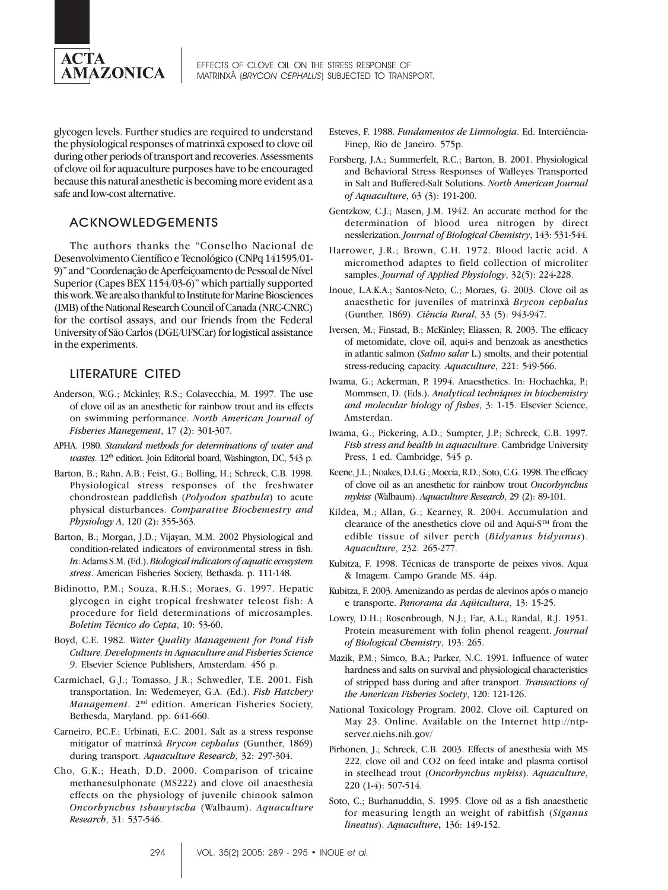glycogen levels. Further studies are required to understand the physiological responses of matrinxã exposed to clove oil during other periods of transport and recoveries. Assessments of clove oil for aquaculture purposes have to be encouraged because this natural anesthetic is becoming more evident as a safe and low-cost alternative.

## ACKNOWLEDGEMENTS

The authors thanks the "Conselho Nacional de Desenvolvimento Científico e Tecnológico (CNPq 141595/01-9)" and "Coordenação de Aperfeiçoamento de Pessoal de Nível Superior (Capes BEX 1154/03-6)" which partially supported this work. We are also thankful to Institute for Marine Biosciences (IMB) of the National Research Council of Canada (NRC-CNRC) for the cortisol assays, and our friends from the Federal University of São Carlos (DGE/UFSCar) for logistical assistance in the experiments.

## LITERATURE CITED

Anderson, W.G.; Mckinley, R.S.; Colavecchia, M. 1997. The use of clove oil as an anesthetic for rainbow trout and its effects on swimming performance. *North American Journal of Fisheries Manegement*, 17 (2): 301-307.

APHA. 1980. *Standard methods for determinations of water and wastes*. 12th edition. Join Editorial board, Washington, DC, 543 p.

Barton, B.; Rahn, A.B.; Feist, G.; Bolling, H.; Schreck, C.B. 1998. Physiological stress responses of the freshwater chondrostean paddlefish (*Polyodon spathula*) to acute physical disturbances. *Comparative Biochemestry and Physiology A*, 120 (2): 355-363.

Barton, B.; Morgan, J.D.; Vijayan, M.M. 2002 Physiological and condition-related indicators of environmental stress in fish. *In*: Adams S.M. (Ed.). *Biological indicators of aquatic ecosystem stress*. American Fisheries Society, Bethasda. p. 111-148.

Bidinotto, P.M.; Souza, R.H.S.; Moraes, G. 1997. Hepatic glycogen in eight tropical freshwater teleost fish: A procedure for field determinations of microsamples. *Boletim Técnico do Cepta*, 10: 53-60.

Boyd, C.E. 1982. *Water Quality Management for Pond Fish Culture. Developments in Aquaculture and Fisheries Science 9*. Elsevier Science Publishers, Amsterdam. 456 p.

Carmichael, G.J.; Tomasso, J.R.; Schwedler, T.E. 2001. Fish transportation. In: Wedemeyer, G.A. (Ed.). *Fish Hatchery Management*. 2nd edition. American Fisheries Society, Bethesda, Maryland. pp. 641-660.

Carneiro, P.C.F.; Urbinati, E.C. 2001. Salt as a stress response mitigator of matrinxã *Brycon cephalus* (Gunther, 1869) during transport. *Aquaculture Research*, 32: 297-304.

Cho, G.K.; Heath, D.D. 2000. Comparison of tricaine methanesulphonate (MS222) and clove oil anaesthesia effects on the physiology of juvenile chinook salmon *Oncorhynchus tshawytscha* (Walbaum). *Aquaculture Research*, 31: 537-546.

Esteves, F. 1988. *Fundamentos de Limnologia*. Ed. Interciência-Finep, Rio de Janeiro. 575p.

Forsberg, J.A.; Summerfelt, R.C.; Barton, B. 2001. Physiological and Behavioral Stress Responses of Walleyes Transported in Salt and Buffered-Salt Solutions. *North American Journal of Aquaculture*, 63 (3): 191-200.

Gentzkow, C.J.; Masen, J.M. 1942. An accurate method for the determination of blood urea nitrogen by direct nesslerization. *Journal of Biological Chemistry*, 143: 531-544.

Harrower, J.R.; Brown, C.H. 1972. Blood lactic acid. A micromethod adaptes to field collection of microliter samples. *Journal of Applied Physiology*, 32(5): 224-228.

Inoue, L.A.K.A.; Santos-Neto, C.; Moraes, G. 2003. Clove oil as anaesthetic for juveniles of matrinxã *Brycon cephalus* (Gunther, 1869). *Ciência Rural*, 33 (5): 943-947.

Iversen, M.; Finstad, B.; McKinley; Eliassen, R. 2003. The efficacy of metomidate, clove oil, aqui-s and benzoak as anesthetics in atlantic salmon (*Salmo salar* L.) smolts, and their potential stress-reducing capacity. *Aquaculture*, 221: 549-566.

Iwama, G.; Ackerman, P. 1994. Anaesthetics. In: Hochachka, P.; Mommsen, D. (Eds.). *Analytical techniques in biochemistry and molecular biology of fishes*, 3: 1-15. Elsevier Science, Amsterdan.

Iwama, G.; Pickering, A.D.; Sumpter, J.P.; Schreck, C.B. 1997. *Fish stress and health in aquaculture*. Cambridge University Press, 1 ed. Cambridge, 545 p.

Keene, J.L.; Noakes, D.L.G.; Moccia, R.D.; Soto, C.G. 1998. The efficacy of clove oil as an anesthetic for rainbow trout *Oncorhynchus mykiss* (Walbaum). *Aquaculture Research*, 29 (2): 89-101.

Kildea, M.; Allan, G.; Kearney, R. 2004. Accumulation and clearance of the anesthetics clove oil and Aqui-S™ from the edible tissue of silver perch (*Bidyanus bidyanus*). *Aquaculture*, 232: 265-277.

Kubitza, F. 1998. Técnicas de transporte de peixes vivos. Aqua & Imagem. Campo Grande MS. 44p.

Kubitza, F. 2003. Amenizando as perdas de alevinos após o manejo e transporte. *Panorama da Aqüicultura*, 13: 15-25.

Lowry, D.H.; Rosenbrough, N.J.; Far, A.L.; Randal, R.J. 1951. Protein measurement with folin phenol reagent. *Journal of Biological Chemistry*, 193: 265.

Mazik, P.M.; Simco, B.A.; Parker, N.C. 1991. Influence of water hardness and salts on survival and physiological characteristics of stripped bass during and after transport. *Transactions of the American Fisheries Society*, 120: 121-126.

National Toxicology Program. 2002. Clove oil. Captured on May 23. Online. Available on the Internet http://ntp-server.niehs.nih.gov/

Pirhonen, J.; Schreck, C.B. 2003. Effects of anesthesia with MS 222, clove oil and CO2 on feed intake and plasma cortisol in steelhead trout (*Oncorhynchus mykiss*). *Aquaculture*, 220 (1-4): 507-514.

Soto, C.; Burhanuddin, S. 1995. Clove oil as a fish anaesthetic for measuring length an weight of rabitfish (*Siganus lineatus*). *Aquaculture*, 136: 149-152.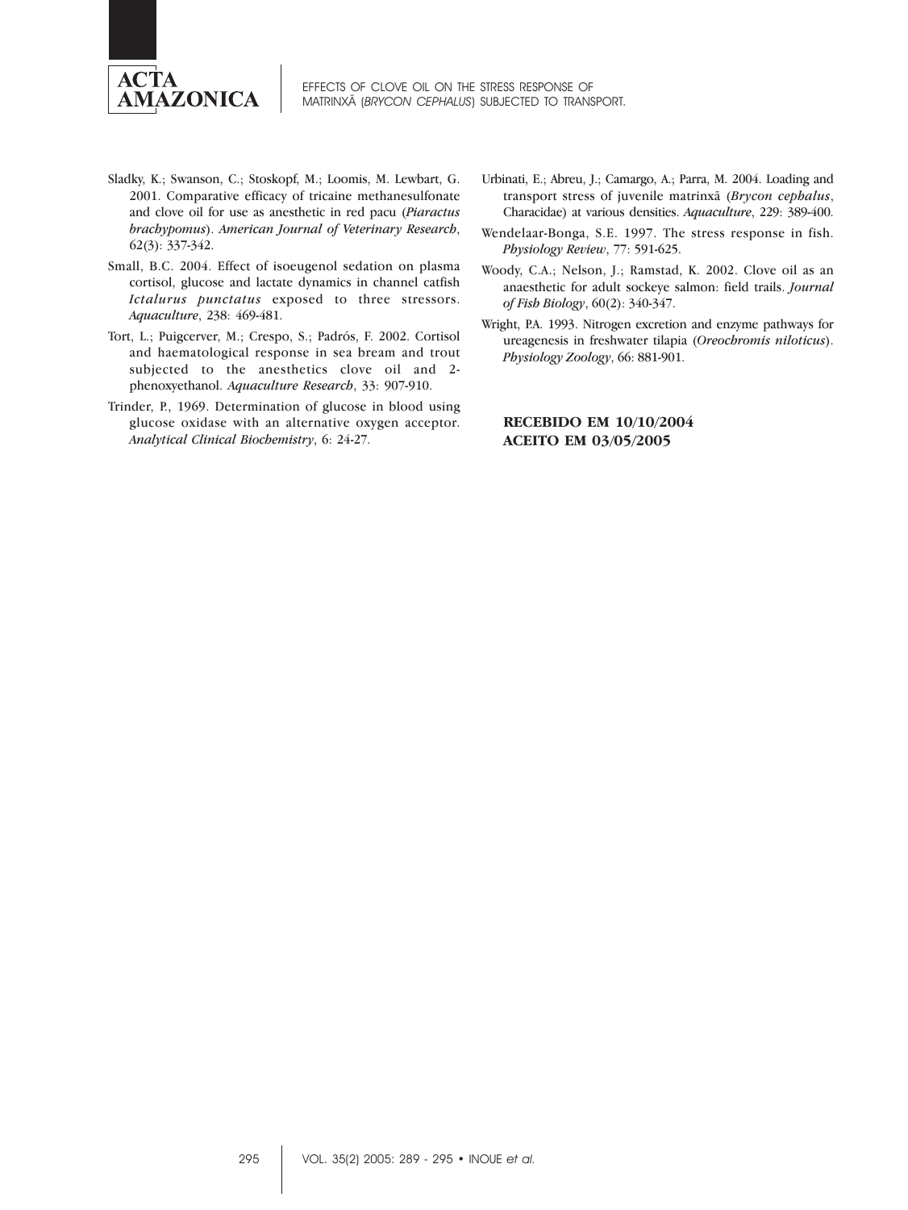Sladky, K.; Swanson, C.; Stoskopf, M.; Loomis, M. Lewbart, G. 2001. Comparative efficacy of tricaine methanesulfonate and clove oil for use as anesthetic in red pacu (*Piaractus brachypomus*). *American Journal of Veterinary Research*, 62(3): 337-342.

Small, B.C. 2004. Effect of isoeugenol sedation on plasma cortisol, glucose and lactate dynamics in channel catfish *Ictalurus punctatus* exposed to three stressors. *Aquaculture*, 238: 469-481.

Tort, L.; Puigcerver, M.; Crespo, S.; Padrós, F. 2002. Cortisol and haematological response in sea bream and trout subjected to the anesthetics clove oil and 2-phenoxyethanol. *Aquaculture Research*, 33: 907-910.

Trinder, P., 1969. Determination of glucose in blood using glucose oxidase with an alternative oxygen acceptor. *Analytical Clinical Biochemistry*, 6: 24-27.

Urbinati, E.; Abreu, J.; Camargo, A.; Parra, M. 2004. Loading and transport stress of juvenile matrinxã (*Brycon cephalus*, Characidae) at various densities. *Aquaculture*, 229: 389-400.

Wendelaar-Bonga, S.E. 1997. The stress response in fish. *Physiology Review*, 77: 591-625.

Woody, C.A.; Nelson, J.; Ramstad, K. 2002. Clove oil as an anaesthetic for adult sockeye salmon: field trails. *Journal of Fish Biology*, 60(2): 340-347.

Wright, P.A. 1993. Nitrogen excretion and enzyme pathways for ureagenesis in freshwater tilapia (*Oreochromis niloticus*). *Physiology Zoology*, 66: 881-901.

**RECEBIDO EM 10/10/2004**
**ACEITO EM 03/05/2005**